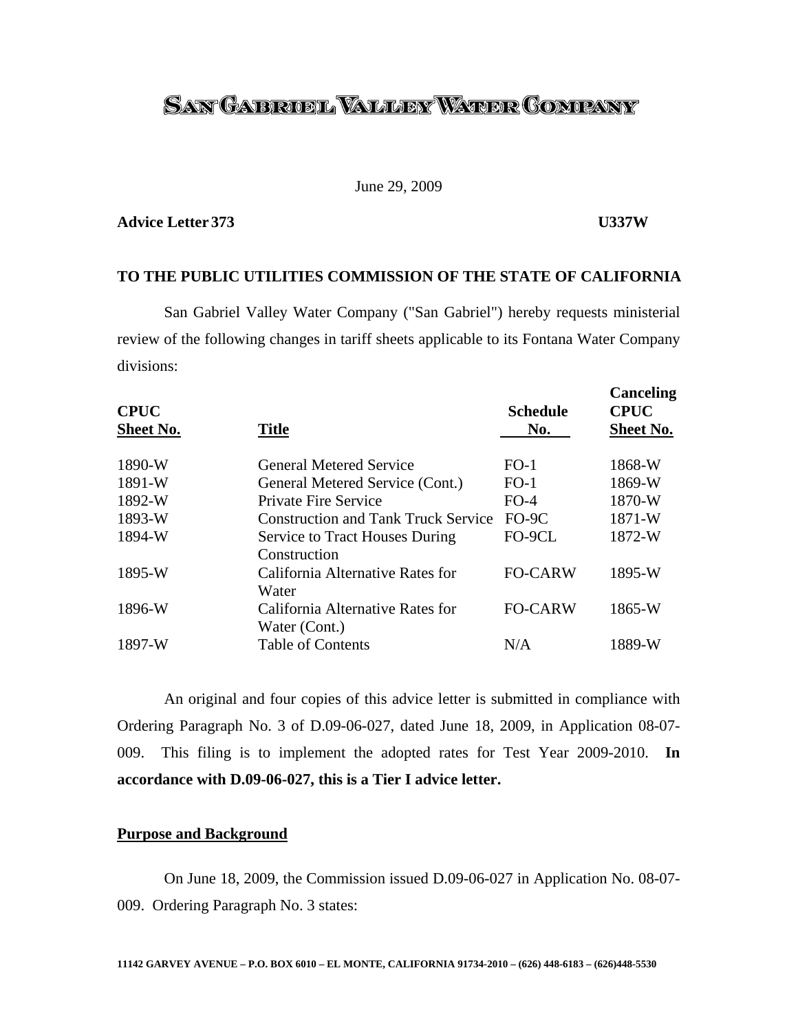# SAN GABRIEL VALLEY WATER COMPANY

June 29, 2009

**Advice Letter 373** **U337W**

**TO THE PUBLIC UTILITIES COMMISSION OF THE STATE OF CALIFORNIA**

San Gabriel Valley Water Company ("San Gabriel") hereby requests ministerial review of the following changes in tariff sheets applicable to its Fontana Water Company divisions:

| CPUC Sheet No. | Title | Schedule No. | Canceling CPUC Sheet No. |
|---|---|---|---|
| 1890-W | General Metered Service | FO-1 | 1868-W |
| 1891-W | General Metered Service (Cont.) | FO-1 | 1869-W |
| 1892-W | Private Fire Service | FO-4 | 1870-W |
| 1893-W | Construction and Tank Truck Service | FO-9C | 1871-W |
| 1894-W | Service to Tract Houses During Construction | FO-9CL | 1872-W |
| 1895-W | California Alternative Rates for Water | FO-CARW | 1895-W |
| 1896-W | California Alternative Rates for Water (Cont.) | FO-CARW | 1865-W |
| 1897-W | Table of Contents | N/A | 1889-W |

An original and four copies of this advice letter is submitted in compliance with Ordering Paragraph No. 3 of D.09-06-027, dated June 18, 2009, in Application 08-07-009. This filing is to implement the adopted rates for Test Year 2009-2010. **In accordance with D.09-06-027, this is a Tier I advice letter.**

**Purpose and Background**

On June 18, 2009, the Commission issued D.09-06-027 in Application No. 08-07-009. Ordering Paragraph No. 3 states:

11142 GARVEY AVENUE – P.O. BOX 6010 – EL MONTE, CALIFORNIA 91734-2010 – (626) 448-6183 – (626)448-5530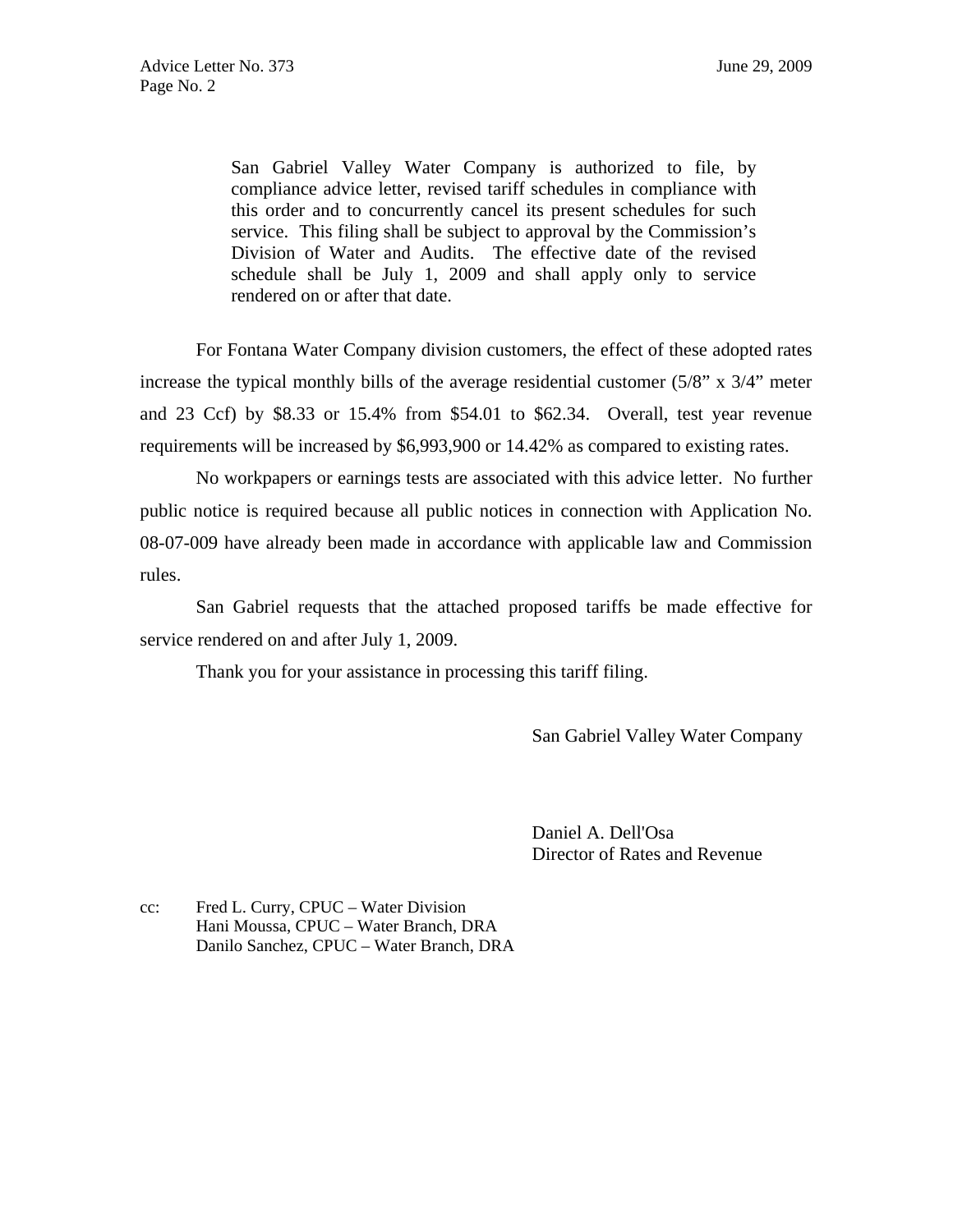> San Gabriel Valley Water Company is authorized to file, by compliance advice letter, revised tariff schedules in compliance with this order and to concurrently cancel its present schedules for such service. This filing shall be subject to approval by the Commission's Division of Water and Audits. The effective date of the revised schedule shall be July 1, 2009 and shall apply only to service rendered on or after that date.

For Fontana Water Company division customers, the effect of these adopted rates increase the typical monthly bills of the average residential customer (5/8" x 3/4" meter and 23 Ccf) by $8.33 or 15.4% from $54.01 to $62.34. Overall, test year revenue requirements will be increased by $6,993,900 or 14.42% as compared to existing rates.

No workpapers or earnings tests are associated with this advice letter. No further public notice is required because all public notices in connection with Application No. 08-07-009 have already been made in accordance with applicable law and Commission rules.

San Gabriel requests that the attached proposed tariffs be made effective for service rendered on and after July 1, 2009.

Thank you for your assistance in processing this tariff filing.

San Gabriel Valley Water Company

Daniel A. Dell'Osa
Director of Rates and Revenue

cc: Fred L. Curry, CPUC – Water Division
Hani Moussa, CPUC – Water Branch, DRA
Danilo Sanchez, CPUC – Water Branch, DRA